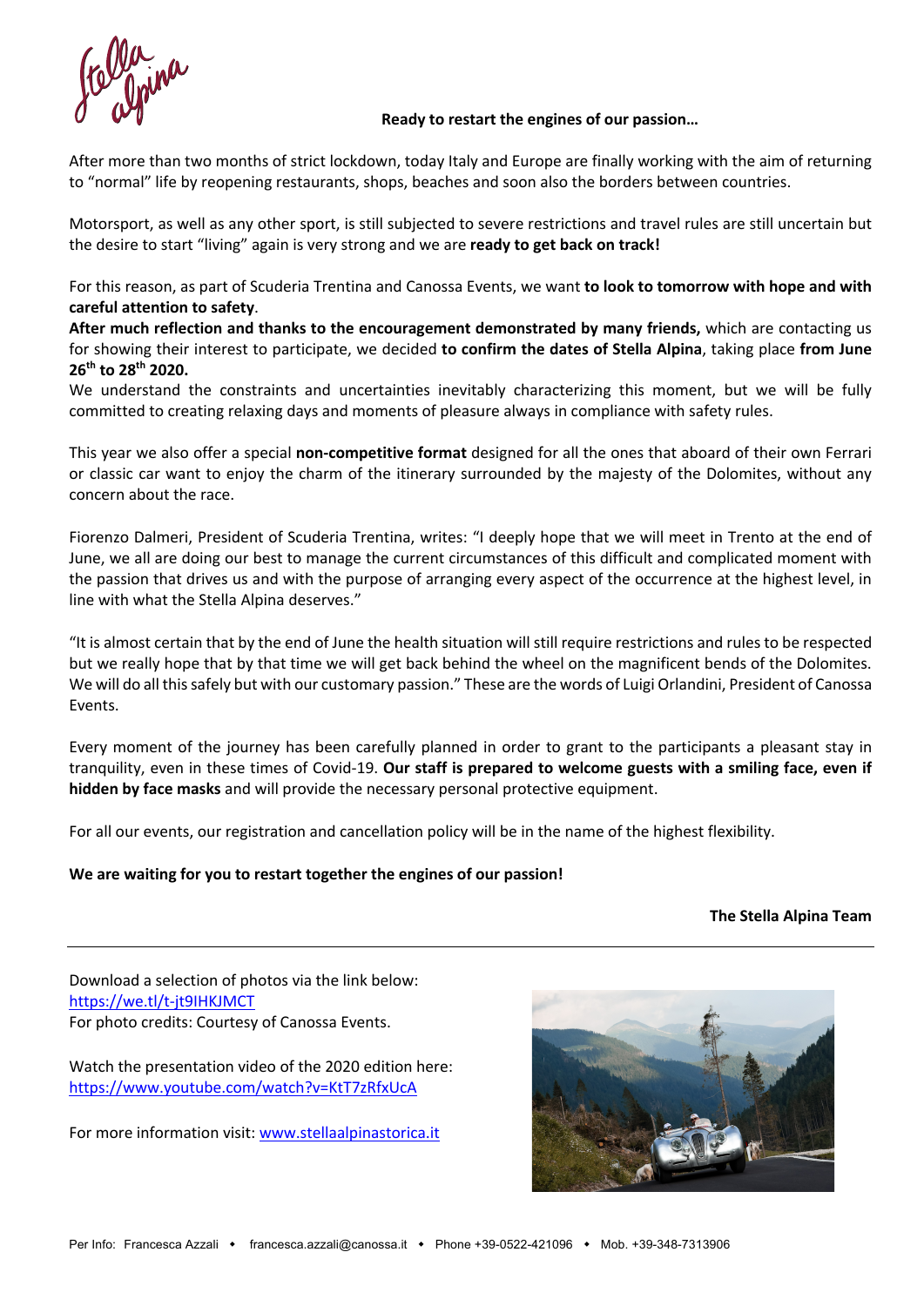**Ready to restart the engines of our passion…**

After more than two months of strict lockdown, today Italy and Europe are finally working with the aim of returning to "normal" life by reopening restaurants, shops, beaches and soon also the borders between countries.

Motorsport, as well as any other sport, is still subjected to severe restrictions and travel rules are still uncertain but the desire to start "living" again is very strong and we are **ready to get back on track!**

For this reason, as part of Scuderia Trentina and Canossa Events, we want **to look to tomorrow with hope and with careful attention to safety**.

**After much reflection and thanks to the encouragement demonstrated by many friends,** which are contacting us for showing their interest to participate, we decided **to confirm the dates of Stella Alpina**, taking place **from June 26th to 28th 2020.**

We understand the constraints and uncertainties inevitably characterizing this moment, but we will be fully committed to creating relaxing days and moments of pleasure always in compliance with safety rules.

This year we also offer a special **non-competitive format** designed for all the ones that aboard of their own Ferrari or classic car want to enjoy the charm of the itinerary surrounded by the majesty of the Dolomites, without any concern about the race.

Fiorenzo Dalmeri, President of Scuderia Trentina, writes: "I deeply hope that we will meet in Trento at the end of June, we all are doing our best to manage the current circumstances of this difficult and complicated moment with the passion that drives us and with the purpose of arranging every aspect of the occurrence at the highest level, in line with what the Stella Alpina deserves."

"It is almost certain that by the end of June the health situation will still require restrictions and rules to be respected but we really hope that by that time we will get back behind the wheel on the magnificent bends of the Dolomites. We will do all this safely but with our customary passion." These are the words of Luigi Orlandini, President of Canossa Events.

Every moment of the journey has been carefully planned in order to grant to the participants a pleasant stay in tranquility, even in these times of Covid-19. **Our staff is prepared to welcome guests with a smiling face, even if hidden by face masks** and will provide the necessary personal protective equipment.

For all our events, our registration and cancellation policy will be in the name of the highest flexibility.

**We are waiting for you to restart together the engines of our passion!**

**The Stella Alpina Team**

---

Download a selection of photos via the link below:
https://we.tl/t-jt9IHKJMCT
For photo credits: Courtesy of Canossa Events.

Watch the presentation video of the 2020 edition here:
https://www.youtube.com/watch?v=KtT7zRfxUcA

For more information visit: www.stellaalpinastorica.it

Per Info: Francesca Azzali • francesca.azzali@canossa.it • Phone +39-0522-421096 • Mob. +39-348-7313906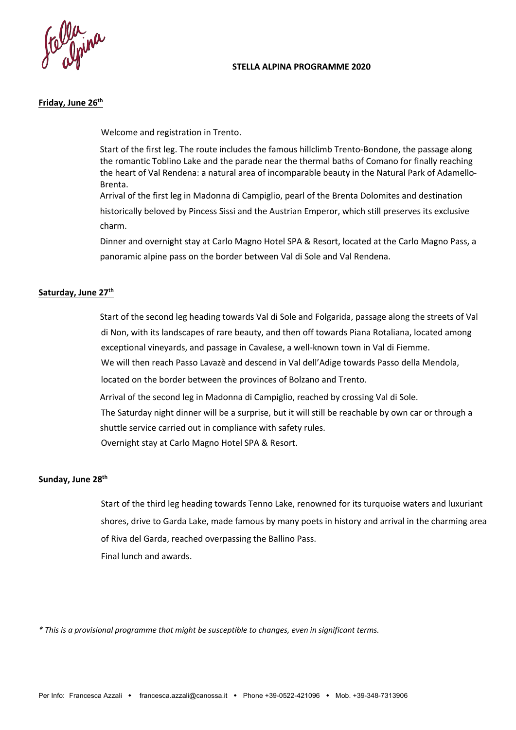# STELLA ALPINA PROGRAMME 2020

**Friday, June 26th**

Welcome and registration in Trento.

Start of the first leg. The route includes the famous hillclimb Trento-Bondone, the passage along the romantic Toblino Lake and the parade near the thermal baths of Comano for finally reaching the heart of Val Rendena: a natural area of incomparable beauty in the Natural Park of Adamello-Brenta.

Arrival of the first leg in Madonna di Campiglio, pearl of the Brenta Dolomites and destination historically beloved by Pincess Sissi and the Austrian Emperor, which still preserves its exclusive charm.

Dinner and overnight stay at Carlo Magno Hotel SPA & Resort, located at the Carlo Magno Pass, a panoramic alpine pass on the border between Val di Sole and Val Rendena.

**Saturday, June 27th**

Start of the second leg heading towards Val di Sole and Folgarida, passage along the streets of Val di Non, with its landscapes of rare beauty, and then off towards Piana Rotaliana, located among exceptional vineyards, and passage in Cavalese, a well-known town in Val di Fiemme.

We will then reach Passo Lavazè and descend in Val dell'Adige towards Passo della Mendola, located on the border between the provinces of Bolzano and Trento.

Arrival of the second leg in Madonna di Campiglio, reached by crossing Val di Sole.

The Saturday night dinner will be a surprise, but it will still be reachable by own car or through a shuttle service carried out in compliance with safety rules.

Overnight stay at Carlo Magno Hotel SPA & Resort.

**Sunday, June 28th**

Start of the third leg heading towards Tenno Lake, renowned for its turquoise waters and luxuriant shores, drive to Garda Lake, made famous by many poets in history and arrival in the charming area of Riva del Garda, reached overpassing the Ballino Pass.

Final lunch and awards.

*\* This is a provisional programme that might be susceptible to changes, even in significant terms.*

Per Info: Francesca Azzali • francesca.azzali@canossa.it • Phone +39-0522-421096 • Mob. +39-348-7313906